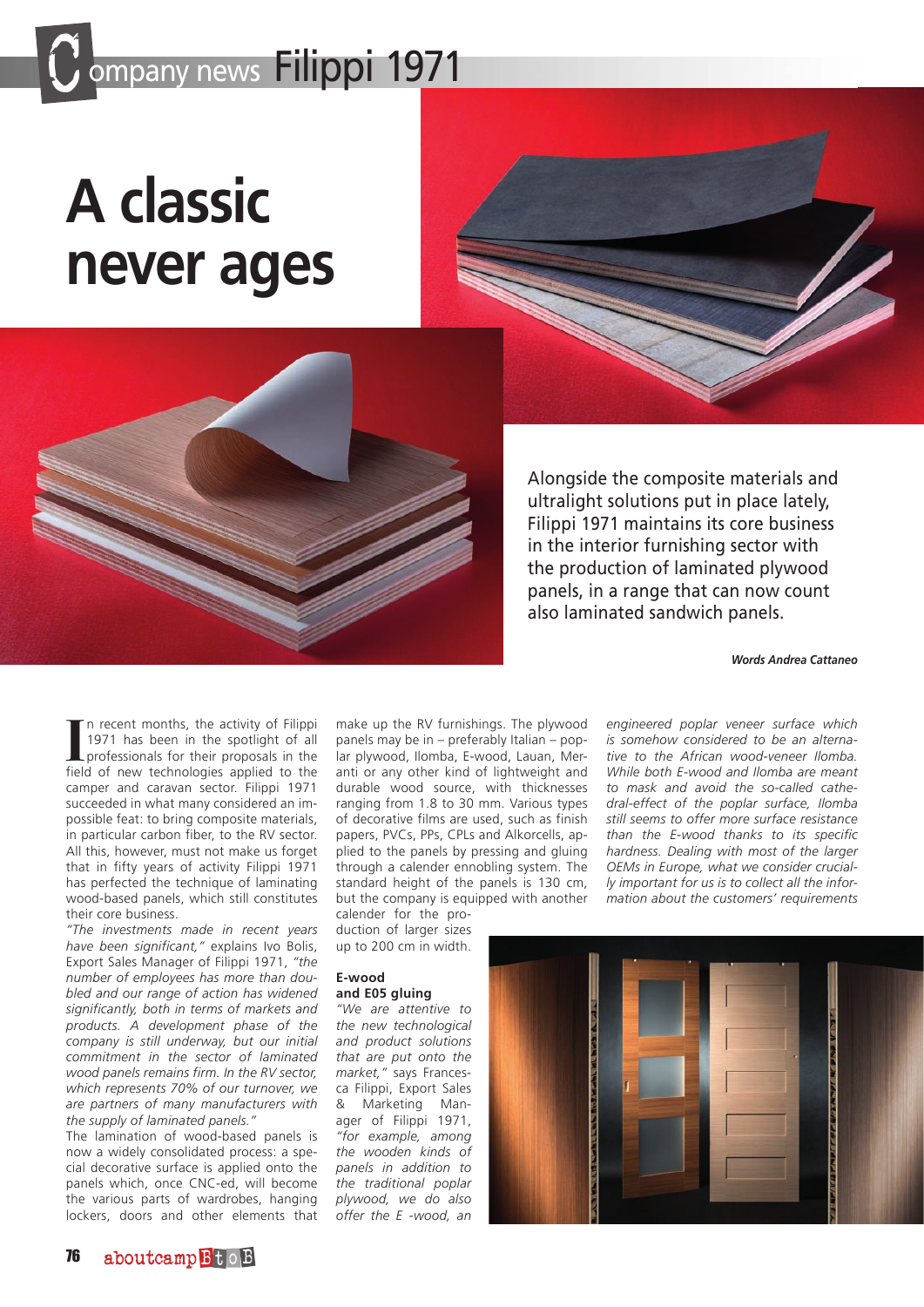Company news Filippi 1971

# A classic never ages

**Alongside the composite materials and ultralight solutions put in place lately, Filippi 1971 maintains its core business in the interior furnishing sector with the production of laminated plywood panels, in a range that can now count also laminated sandwich panels.**

***Words Andrea Cattaneo***

In recent months, the activity of Filippi 1971 has been in the spotlight of all professionals for their proposals in the field of new technologies applied to the camper and caravan sector. Filippi 1971 succeeded in what many considered an impossible feat: to bring composite materials, in particular carbon fiber, to the RV sector. All this, however, must not make us forget that in fifty years of activity Filippi 1971 has perfected the technique of laminating wood-based panels, which still constitutes their core business.

*"The investments made in recent years have been significant,"* explains Ivo Bolis, Export Sales Manager of Filippi 1971, *"the number of employees has more than doubled and our range of action has widened significantly, both in terms of markets and products. A development phase of the company is still underway, but our initial commitment in the sector of laminated wood panels remains firm. In the RV sector, which represents 70% of our turnover, we are partners of many manufacturers with the supply of laminated panels."*

The lamination of wood-based panels is now a widely consolidated process: a special decorative surface is applied onto the panels which, once CNC-ed, will become the various parts of wardrobes, hanging lockers, doors and other elements that make up the RV furnishings. The plywood panels may be in – preferably Italian – poplar plywood, Ilomba, E-wood, Lauan, Meranti or any other kind of lightweight and durable wood source, with thicknesses ranging from 1.8 to 30 mm. Various types of decorative films are used, such as finish papers, PVCs, PPs, CPLs and Alkorcells, applied to the panels by pressing and gluing through a calender ennobling system. The standard height of the panels is 130 cm, but the company is equipped with another calender for the production of larger sizes up to 200 cm in width.

### E-wood and E05 gluing

*"We are attentive to the new technological and product solutions that are put onto the market,"* says Francesca Filippi, Export Sales & Marketing Manager of Filippi 1971, *"for example, among the wooden kinds of panels in addition to the traditional poplar plywood, we do also offer the E -wood, an engineered poplar veneer surface which is somehow considered to be an alternative to the African wood-veneer Ilomba. While both E-wood and Ilomba are meant to mask and avoid the so-called cathedral-effect of the poplar surface, Ilomba still seems to offer more surface resistance than the E-wood thanks to its specific hardness. Dealing with most of the larger OEMs in Europe, what we consider crucially important for us is to collect all the information about the customers' requirements*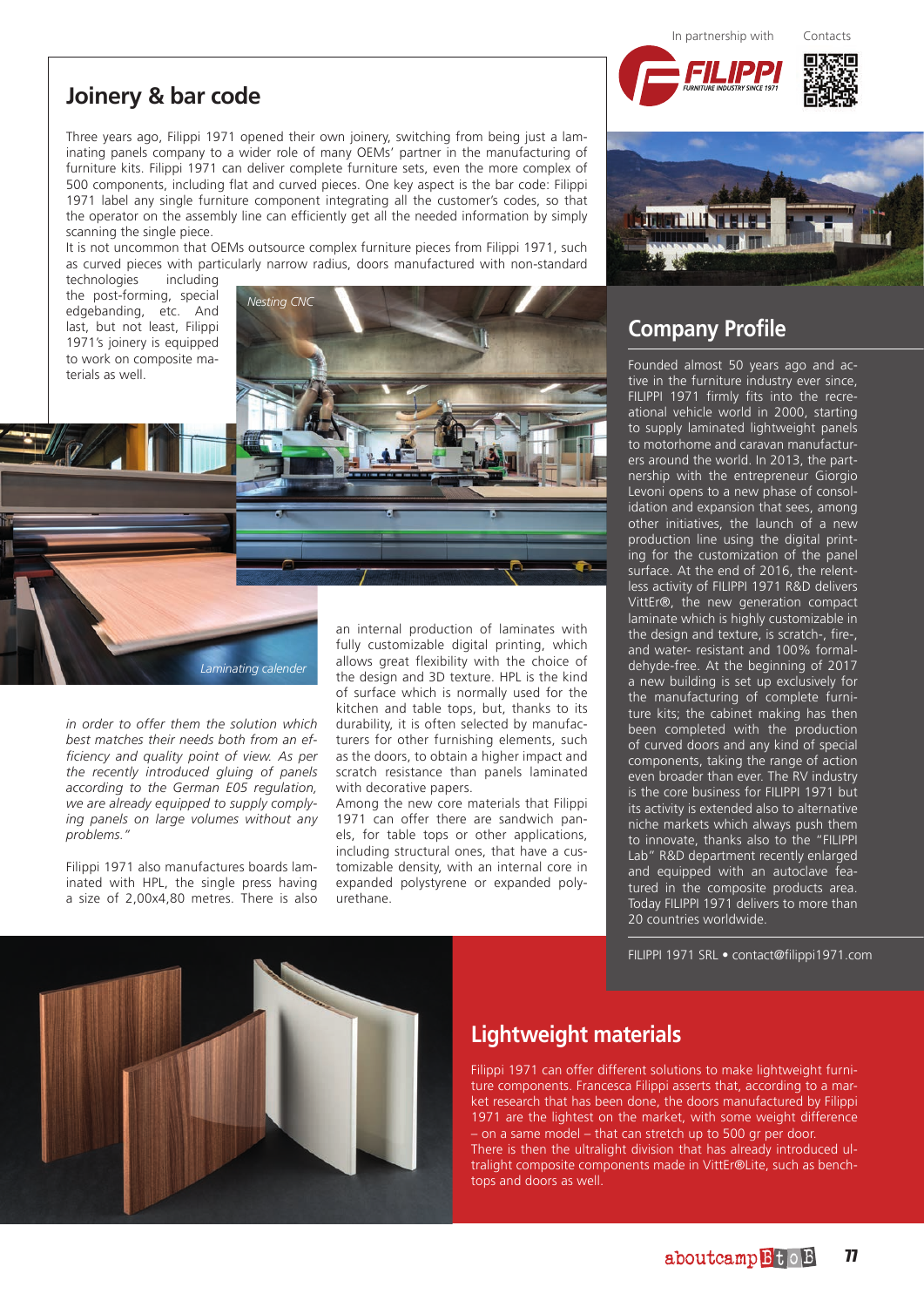## Joinery & bar code

Three years ago, Filippi 1971 opened their own joinery, switching from being just a laminating panels company to a wider role of many OEMs' partner in the manufacturing of furniture kits. Filippi 1971 can deliver complete furniture sets, even the more complex of 500 components, including flat and curved pieces. One key aspect is the bar code: Filippi 1971 label any single furniture component integrating all the customer's codes, so that the operator on the assembly line can efficiently get all the needed information by simply scanning the single piece.

It is not uncommon that OEMs outsource complex furniture pieces from Filippi 1971, such as curved pieces with particularly narrow radius, doors manufactured with non-standard technologies including the post-forming, special edgebanding, etc. And last, but not least, Filippi 1971's joinery is equipped to work on composite materials as well.

*Nesting CNC*

*Laminating calender*

*in order to offer them the solution which best matches their needs both from an efficiency and quality point of view. As per the recently introduced gluing of panels according to the German E05 regulation, we are already equipped to supply complying panels on large volumes without any problems."*

Filippi 1971 also manufactures boards laminated with HPL, the single press having a size of 2,00x4,80 metres. There is also an internal production of laminates with fully customizable digital printing, which allows great flexibility with the choice of the design and 3D texture. HPL is the kind of surface which is normally used for the kitchen and table tops, but, thanks to its durability, it is often selected by manufacturers for other furnishing elements, such as the doors, to obtain a higher impact and scratch resistance than panels laminated with decorative papers.

Among the new core materials that Filippi 1971 can offer there are sandwich panels, for table tops or other applications, including structural ones, that have a customizable density, with an internal core in expanded polystyrene or expanded polyurethane.

In partnership with

Contacts

## Company Profile

Founded almost 50 years ago and active in the furniture industry ever since, FILIPPI 1971 firmly fits into the recreational vehicle world in 2000, starting to supply laminated lightweight panels to motorhome and caravan manufacturers around the world. In 2013, the partnership with the entrepreneur Giorgio Levoni opens to a new phase of consolidation and expansion that sees, among other initiatives, the launch of a new production line using the digital printing for the customization of the panel surface. At the end of 2016, the relentless activity of FILIPPI 1971 R&D delivers VittEr®, the new generation compact laminate which is highly customizable in the design and texture, is scratch-, fire-, and water- resistant and 100% formaldehyde-free. At the beginning of 2017 a new building is set up exclusively for the manufacturing of complete furniture kits; the cabinet making has then been completed with the production of curved doors and any kind of special components, taking the range of action even broader than ever. The RV industry is the core business for FILIPPI 1971 but its activity is extended also to alternative niche markets which always push them to innovate, thanks also to the "FILIPPI Lab" R&D department recently enlarged and equipped with an autoclave featured in the composite products area. Today FILIPPI 1971 delivers to more than 20 countries worldwide.

FILIPPI 1971 SRL • contact@filippi1971.com

## Lightweight materials

Filippi 1971 can offer different solutions to make lightweight furniture components. Francesca Filippi asserts that, according to a market research that has been done, the doors manufactured by Filippi 1971 are the lightest on the market, with some weight difference – on a same model – that can stretch up to 500 gr per door.

There is then the ultralight division that has already introduced ultralight composite components made in VittEr®Lite, such as benchtops and doors as well.